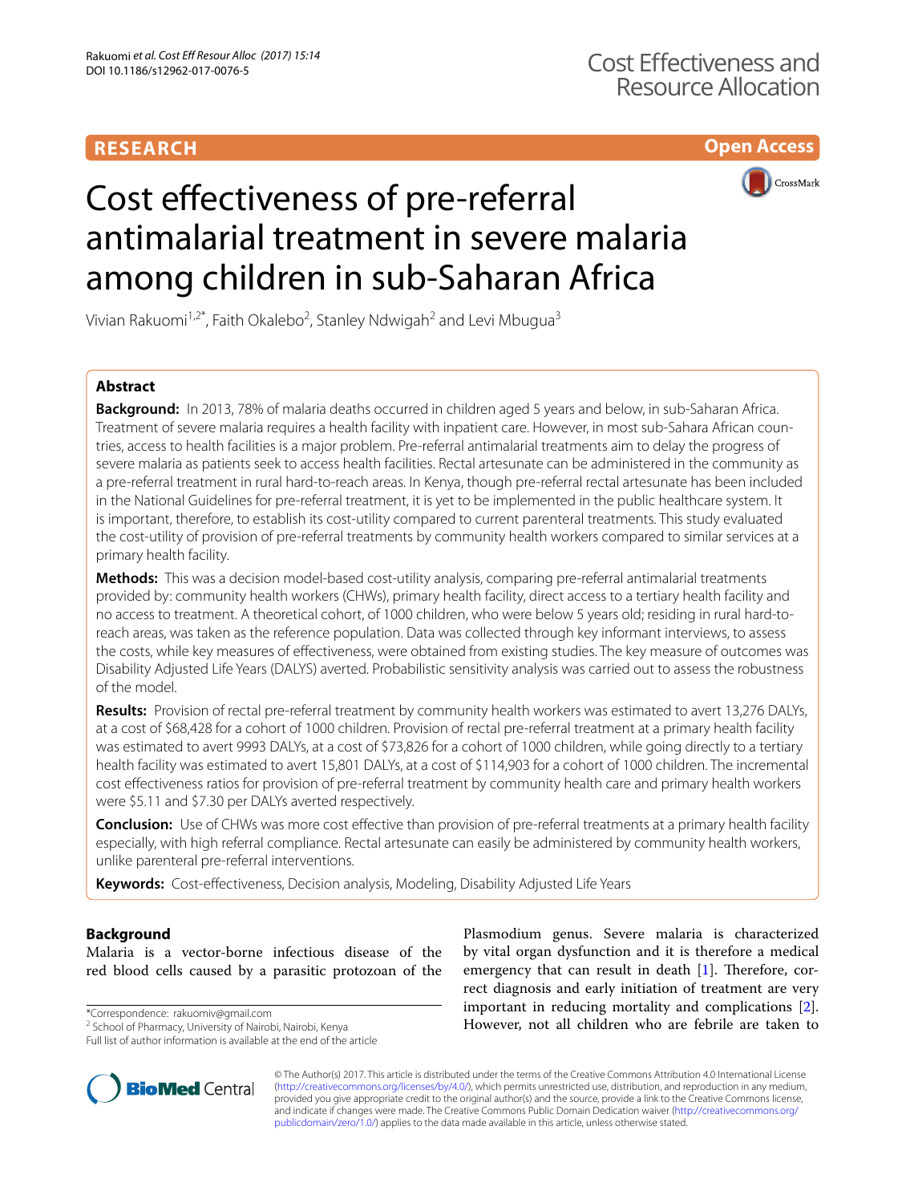RESEARCH

Open Access

# Cost effectiveness of pre-referral antimalarial treatment in severe malaria among children in sub-Saharan Africa

Vivian Rakuomi[1,2*], Faith Okalebo[2], Stanley Ndwigah[2] and Levi Mbugua[3]

## Abstract

**Background:** In 2013, 78% of malaria deaths occurred in children aged 5 years and below, in sub-Saharan Africa. Treatment of severe malaria requires a health facility with inpatient care. However, in most sub-Sahara African countries, access to health facilities is a major problem. Pre-referral antimalarial treatments aim to delay the progress of severe malaria as patients seek to access health facilities. Rectal artesunate can be administered in the community as a pre-referral treatment in rural hard-to-reach areas. In Kenya, though pre-referral rectal artesunate has been included in the National Guidelines for pre-referral treatment, it is yet to be implemented in the public healthcare system. It is important, therefore, to establish its cost-utility compared to current parenteral treatments. This study evaluated the cost-utility of provision of pre-referral treatments by community health workers compared to similar services at a primary health facility.

**Methods:** This was a decision model-based cost-utility analysis, comparing pre-referral antimalarial treatments provided by: community health workers (CHWs), primary health facility, direct access to a tertiary health facility and no access to treatment. A theoretical cohort, of 1000 children, who were below 5 years old; residing in rural hard-to-reach areas, was taken as the reference population. Data was collected through key informant interviews, to assess the costs, while key measures of effectiveness, were obtained from existing studies. The key measure of outcomes was Disability Adjusted Life Years (DALYS) averted. Probabilistic sensitivity analysis was carried out to assess the robustness of the model.

**Results:** Provision of rectal pre-referral treatment by community health workers was estimated to avert 13,276 DALYs, at a cost of $68,428 for a cohort of 1000 children. Provision of rectal pre-referral treatment at a primary health facility was estimated to avert 9993 DALYs, at a cost of $73,826 for a cohort of 1000 children, while going directly to a tertiary health facility was estimated to avert 15,801 DALYs, at a cost of $114,903 for a cohort of 1000 children. The incremental cost effectiveness ratios for provision of pre-referral treatment by community health care and primary health workers were $5.11 and $7.30 per DALYs averted respectively.

**Conclusion:** Use of CHWs was more cost effective than provision of pre-referral treatments at a primary health facility especially, with high referral compliance. Rectal artesunate can easily be administered by community health workers, unlike parenteral pre-referral interventions.

**Keywords:** Cost-effectiveness, Decision analysis, Modeling, Disability Adjusted Life Years

## Background

Malaria is a vector-borne infectious disease of the red blood cells caused by a parasitic protozoan of the Plasmodium genus. Severe malaria is characterized by vital organ dysfunction and it is therefore a medical emergency that can result in death [1]. Therefore, correct diagnosis and early initiation of treatment are very important in reducing mortality and complications [2]. However, not all children who are febrile are taken to

*Correspondence: rakuomiv@gmail.com
[2] School of Pharmacy, University of Nairobi, Nairobi, Kenya
Full list of author information is available at the end of the article

© The Author(s) 2017. This article is distributed under the terms of the Creative Commons Attribution 4.0 International License (http://creativecommons.org/licenses/by/4.0/), which permits unrestricted use, distribution, and reproduction in any medium, provided you give appropriate credit to the original author(s) and the source, provide a link to the Creative Commons license, and indicate if changes were made. The Creative Commons Public Domain Dedication waiver (http://creativecommons.org/publicdomain/zero/1.0/) applies to the data made available in this article, unless otherwise stated.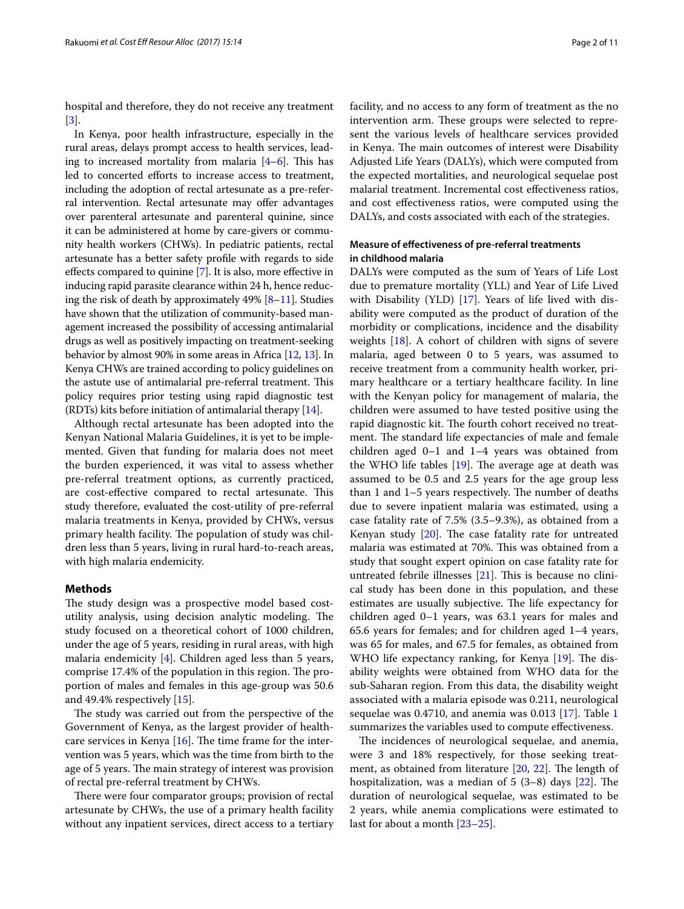hospital and therefore, they do not receive any treatment [3].

In Kenya, poor health infrastructure, especially in the rural areas, delays prompt access to health services, leading to increased mortality from malaria [4–6]. This has led to concerted efforts to increase access to treatment, including the adoption of rectal artesunate as a pre-referral intervention. Rectal artesunate may offer advantages over parenteral artesunate and parenteral quinine, since it can be administered at home by care-givers or community health workers (CHWs). In pediatric patients, rectal artesunate has a better safety profile with regards to side effects compared to quinine [7]. It is also, more effective in inducing rapid parasite clearance within 24 h, hence reducing the risk of death by approximately 49% [8–11]. Studies have shown that the utilization of community-based management increased the possibility of accessing antimalarial drugs as well as positively impacting on treatment-seeking behavior by almost 90% in some areas in Africa [12, 13]. In Kenya CHWs are trained according to policy guidelines on the astute use of antimalarial pre-referral treatment. This policy requires prior testing using rapid diagnostic test (RDTs) kits before initiation of antimalarial therapy [14].

Although rectal artesunate has been adopted into the Kenyan National Malaria Guidelines, it is yet to be implemented. Given that funding for malaria does not meet the burden experienced, it was vital to assess whether pre-referral treatment options, as currently practiced, are cost-effective compared to rectal artesunate. This study therefore, evaluated the cost-utility of pre-referral malaria treatments in Kenya, provided by CHWs, versus primary health facility. The population of study was children less than 5 years, living in rural hard-to-reach areas, with high malaria endemicity.

## Methods

The study design was a prospective model based cost-utility analysis, using decision analytic modeling. The study focused on a theoretical cohort of 1000 children, under the age of 5 years, residing in rural areas, with high malaria endemicity [4]. Children aged less than 5 years, comprise 17.4% of the population in this region. The proportion of males and females in this age-group was 50.6 and 49.4% respectively [15].

The study was carried out from the perspective of the Government of Kenya, as the largest provider of healthcare services in Kenya [16]. The time frame for the intervention was 5 years, which was the time from birth to the age of 5 years. The main strategy of interest was provision of rectal pre-referral treatment by CHWs.

There were four comparator groups; provision of rectal artesunate by CHWs, the use of a primary health facility without any inpatient services, direct access to a tertiary facility, and no access to any form of treatment as the no intervention arm. These groups were selected to represent the various levels of healthcare services provided in Kenya. The main outcomes of interest were Disability Adjusted Life Years (DALYs), which were computed from the expected mortalities, and neurological sequelae post malarial treatment. Incremental cost effectiveness ratios, and cost effectiveness ratios, were computed using the DALYs, and costs associated with each of the strategies.

### Measure of effectiveness of pre-referral treatments in childhood malaria

DALYs were computed as the sum of Years of Life Lost due to premature mortality (YLL) and Year of Life Lived with Disability (YLD) [17]. Years of life lived with disability were computed as the product of duration of the morbidity or complications, incidence and the disability weights [18]. A cohort of children with signs of severe malaria, aged between 0 to 5 years, was assumed to receive treatment from a community health worker, primary healthcare or a tertiary healthcare facility. In line with the Kenyan policy for management of malaria, the children were assumed to have tested positive using the rapid diagnostic kit. The fourth cohort received no treatment. The standard life expectancies of male and female children aged 0–1 and 1–4 years was obtained from the WHO life tables [19]. The average age at death was assumed to be 0.5 and 2.5 years for the age group less than 1 and 1–5 years respectively. The number of deaths due to severe inpatient malaria was estimated, using a case fatality rate of 7.5% (3.5–9.3%), as obtained from a Kenyan study [20]. The case fatality rate for untreated malaria was estimated at 70%. This was obtained from a study that sought expert opinion on case fatality rate for untreated febrile illnesses [21]. This is because no clinical study has been done in this population, and these estimates are usually subjective. The life expectancy for children aged 0–1 years, was 63.1 years for males and 65.6 years for females; and for children aged 1–4 years, was 65 for males, and 67.5 for females, as obtained from WHO life expectancy ranking, for Kenya [19]. The disability weights were obtained from WHO data for the sub-Saharan region. From this data, the disability weight associated with a malaria episode was 0.211, neurological sequelae was 0.4710, and anemia was 0.013 [17]. Table 1 summarizes the variables used to compute effectiveness.

The incidences of neurological sequelae, and anemia, were 3 and 18% respectively, for those seeking treatment, as obtained from literature [20, 22]. The length of hospitalization, was a median of 5 (3–8) days [22]. The duration of neurological sequelae, was estimated to be 2 years, while anemia complications were estimated to last for about a month [23–25].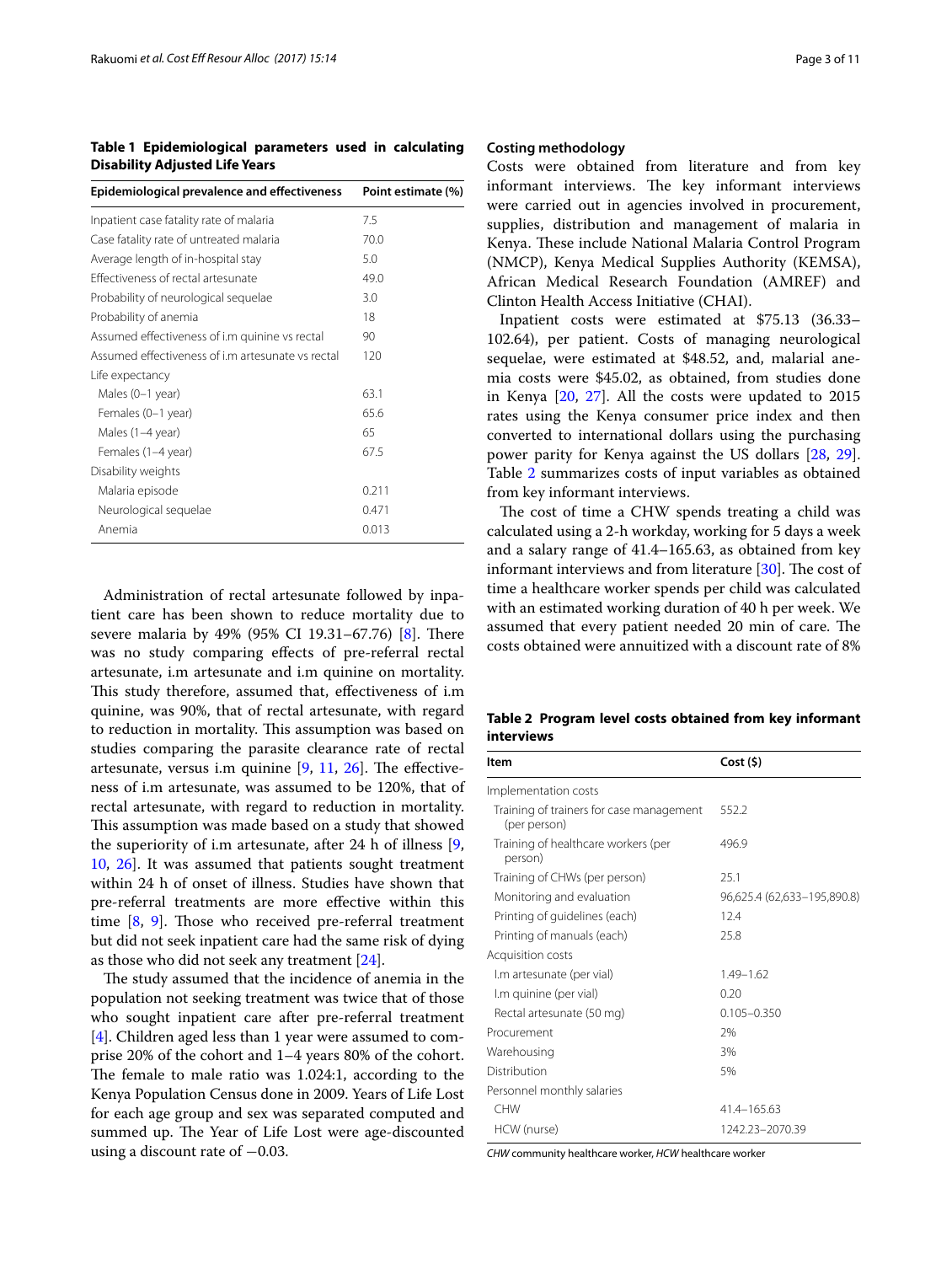**Table 1 Epidemiological parameters used in calculating Disability Adjusted Life Years**

| Epidemiological prevalence and effectiveness | Point estimate (%) |
|---|---|
| Inpatient case fatality rate of malaria | 7.5 |
| Case fatality rate of untreated malaria | 70.0 |
| Average length of in-hospital stay | 5.0 |
| Effectiveness of rectal artesunate | 49.0 |
| Probability of neurological sequelae | 3.0 |
| Probability of anemia | 18 |
| Assumed effectiveness of i.m quinine vs rectal | 90 |
| Assumed effectiveness of i.m artesunate vs rectal | 120 |
| Life expectancy | |
| Males (0–1 year) | 63.1 |
| Females (0–1 year) | 65.6 |
| Males (1–4 year) | 65 |
| Females (1–4 year) | 67.5 |
| Disability weights | |
| Malaria episode | 0.211 |
| Neurological sequelae | 0.471 |
| Anemia | 0.013 |

Administration of rectal artesunate followed by inpatient care has been shown to reduce mortality due to severe malaria by 49% (95% CI 19.31–67.76) [8]. There was no study comparing effects of pre-referral rectal artesunate, i.m artesunate and i.m quinine on mortality. This study therefore, assumed that, effectiveness of i.m quinine, was 90%, that of rectal artesunate, with regard to reduction in mortality. This assumption was based on studies comparing the parasite clearance rate of rectal artesunate, versus i.m quinine [9, 11, 26]. The effectiveness of i.m artesunate, was assumed to be 120%, that of rectal artesunate, with regard to reduction in mortality. This assumption was made based on a study that showed the superiority of i.m artesunate, after 24 h of illness [9, 10, 26]. It was assumed that patients sought treatment within 24 h of onset of illness. Studies have shown that pre-referral treatments are more effective within this time [8, 9]. Those who received pre-referral treatment but did not seek inpatient care had the same risk of dying as those who did not seek any treatment [24].

The study assumed that the incidence of anemia in the population not seeking treatment was twice that of those who sought inpatient care after pre-referral treatment [4]. Children aged less than 1 year were assumed to comprise 20% of the cohort and 1–4 years 80% of the cohort. The female to male ratio was 1.024:1, according to the Kenya Population Census done in 2009. Years of Life Lost for each age group and sex was separated computed and summed up. The Year of Life Lost were age-discounted using a discount rate of −0.03.

### Costing methodology

Costs were obtained from literature and from key informant interviews. The key informant interviews were carried out in agencies involved in procurement, supplies, distribution and management of malaria in Kenya. These include National Malaria Control Program (NMCP), Kenya Medical Supplies Authority (KEMSA), African Medical Research Foundation (AMREF) and Clinton Health Access Initiative (CHAI).

Inpatient costs were estimated at $75.13 (36.33–102.64), per patient. Costs of managing neurological sequelae, were estimated at $48.52, and, malarial anemia costs were $45.02, as obtained, from studies done in Kenya [20, 27]. All the costs were updated to 2015 rates using the Kenya consumer price index and then converted to international dollars using the purchasing power parity for Kenya against the US dollars [28, 29]. Table 2 summarizes costs of input variables as obtained from key informant interviews.

The cost of time a CHW spends treating a child was calculated using a 2-h workday, working for 5 days a week and a salary range of 41.4–165.63, as obtained from key informant interviews and from literature [30]. The cost of time a healthcare worker spends per child was calculated with an estimated working duration of 40 h per week. We assumed that every patient needed 20 min of care. The costs obtained were annuitized with a discount rate of 8%

**Table 2 Program level costs obtained from key informant interviews**

| Item | Cost ($) |
|---|---|
| Implementation costs | |
| Training of trainers for case management (per person) | 552.2 |
| Training of healthcare workers (per person) | 496.9 |
| Training of CHWs (per person) | 25.1 |
| Monitoring and evaluation | 96,625.4 (62,633–195,890.8) |
| Printing of guidelines (each) | 12.4 |
| Printing of manuals (each) | 25.8 |
| Acquisition costs | |
| I.m artesunate (per vial) | 1.49–1.62 |
| I.m quinine (per vial) | 0.20 |
| Rectal artesunate (50 mg) | 0.105–0.350 |
| Procurement | 2% |
| Warehousing | 3% |
| Distribution | 5% |
| Personnel monthly salaries | |
| CHW | 41.4–165.63 |
| HCW (nurse) | 1242.23–2070.39 |

*CHW* community healthcare worker, *HCW* healthcare worker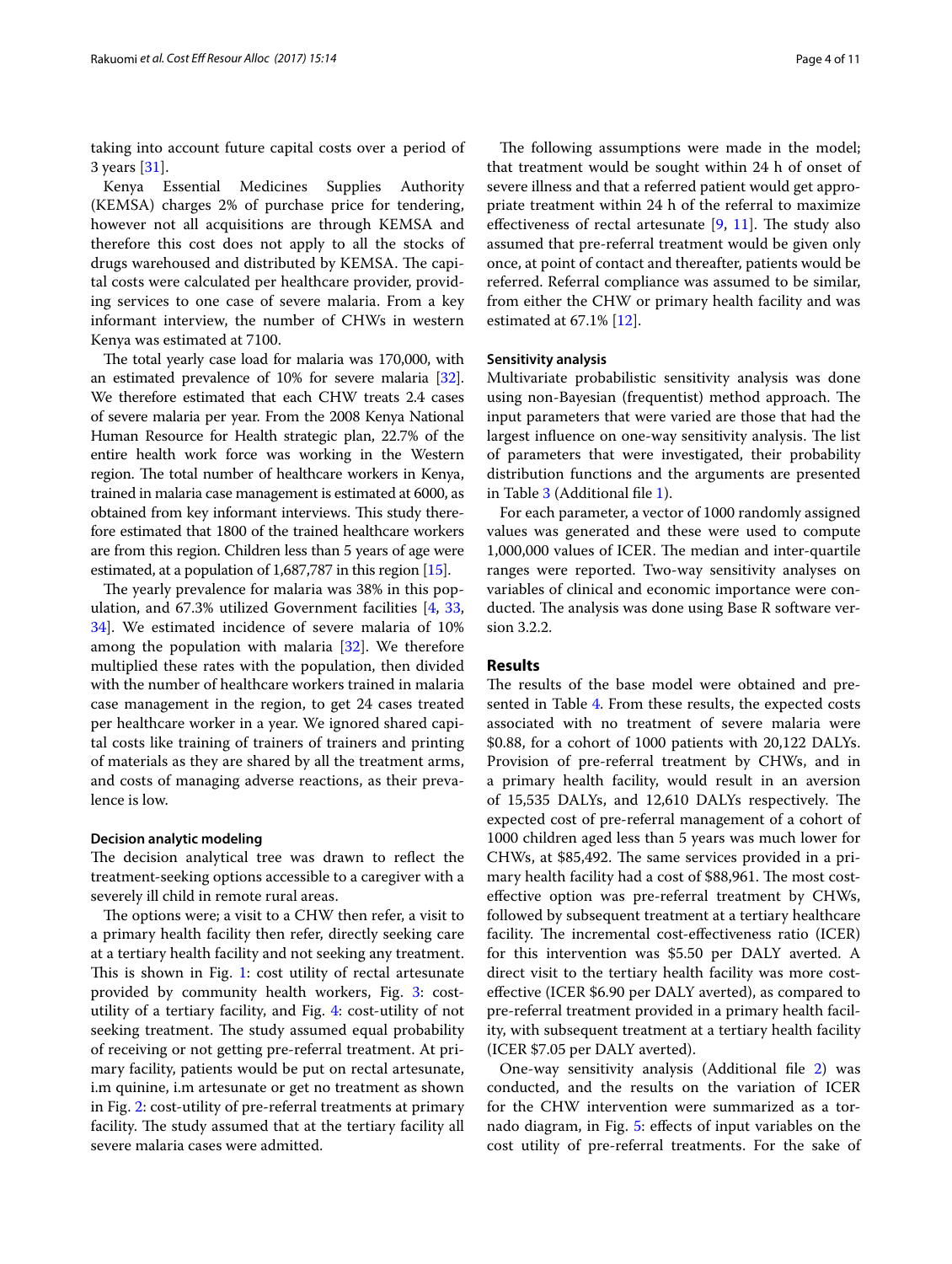taking into account future capital costs over a period of 3 years [31].

Kenya Essential Medicines Supplies Authority (KEMSA) charges 2% of purchase price for tendering, however not all acquisitions are through KEMSA and therefore this cost does not apply to all the stocks of drugs warehoused and distributed by KEMSA. The capital costs were calculated per healthcare provider, providing services to one case of severe malaria. From a key informant interview, the number of CHWs in western Kenya was estimated at 7100.

The total yearly case load for malaria was 170,000, with an estimated prevalence of 10% for severe malaria [32]. We therefore estimated that each CHW treats 2.4 cases of severe malaria per year. From the 2008 Kenya National Human Resource for Health strategic plan, 22.7% of the entire health work force was working in the Western region. The total number of healthcare workers in Kenya, trained in malaria case management is estimated at 6000, as obtained from key informant interviews. This study therefore estimated that 1800 of the trained healthcare workers are from this region. Children less than 5 years of age were estimated, at a population of 1,687,787 in this region [15].

The yearly prevalence for malaria was 38% in this population, and 67.3% utilized Government facilities [4, 33, 34]. We estimated incidence of severe malaria of 10% among the population with malaria [32]. We therefore multiplied these rates with the population, then divided with the number of healthcare workers trained in malaria case management in the region, to get 24 cases treated per healthcare worker in a year. We ignored shared capital costs like training of trainers of trainers and printing of materials as they are shared by all the treatment arms, and costs of managing adverse reactions, as their prevalence is low.

#### Decision analytic modeling

The decision analytical tree was drawn to reflect the treatment-seeking options accessible to a caregiver with a severely ill child in remote rural areas.

The options were; a visit to a CHW then refer, a visit to a primary health facility then refer, directly seeking care at a tertiary health facility and not seeking any treatment. This is shown in Fig. 1: cost utility of rectal artesunate provided by community health workers, Fig. 3: cost-utility of a tertiary facility, and Fig. 4: cost-utility of not seeking treatment. The study assumed equal probability of receiving or not getting pre-referral treatment. At primary facility, patients would be put on rectal artesunate, i.m quinine, i.m artesunate or get no treatment as shown in Fig. 2: cost-utility of pre-referral treatments at primary facility. The study assumed that at the tertiary facility all severe malaria cases were admitted.

The following assumptions were made in the model; that treatment would be sought within 24 h of onset of severe illness and that a referred patient would get appropriate treatment within 24 h of the referral to maximize effectiveness of rectal artesunate [9, 11]. The study also assumed that pre-referral treatment would be given only once, at point of contact and thereafter, patients would be referred. Referral compliance was assumed to be similar, from either the CHW or primary health facility and was estimated at 67.1% [12].

#### Sensitivity analysis

Multivariate probabilistic sensitivity analysis was done using non-Bayesian (frequentist) method approach. The input parameters that were varied are those that had the largest influence on one-way sensitivity analysis. The list of parameters that were investigated, their probability distribution functions and the arguments are presented in Table 3 (Additional file 1).

For each parameter, a vector of 1000 randomly assigned values was generated and these were used to compute 1,000,000 values of ICER. The median and inter-quartile ranges were reported. Two-way sensitivity analyses on variables of clinical and economic importance were conducted. The analysis was done using Base R software version 3.2.2.

## Results

The results of the base model were obtained and presented in Table 4. From these results, the expected costs associated with no treatment of severe malaria were \$0.88, for a cohort of 1000 patients with 20,122 DALYs. Provision of pre-referral treatment by CHWs, and in a primary health facility, would result in an aversion of 15,535 DALYs, and 12,610 DALYs respectively. The expected cost of pre-referral management of a cohort of 1000 children aged less than 5 years was much lower for CHWs, at \$85,492. The same services provided in a primary health facility had a cost of \$88,961. The most cost-effective option was pre-referral treatment by CHWs, followed by subsequent treatment at a tertiary healthcare facility. The incremental cost-effectiveness ratio (ICER) for this intervention was \$5.50 per DALY averted. A direct visit to the tertiary health facility was more cost-effective (ICER \$6.90 per DALY averted), as compared to pre-referral treatment provided in a primary health facility, with subsequent treatment at a tertiary health facility (ICER \$7.05 per DALY averted).

One-way sensitivity analysis (Additional file 2) was conducted, and the results on the variation of ICER for the CHW intervention were summarized as a tornado diagram, in Fig. 5: effects of input variables on the cost utility of pre-referral treatments. For the sake of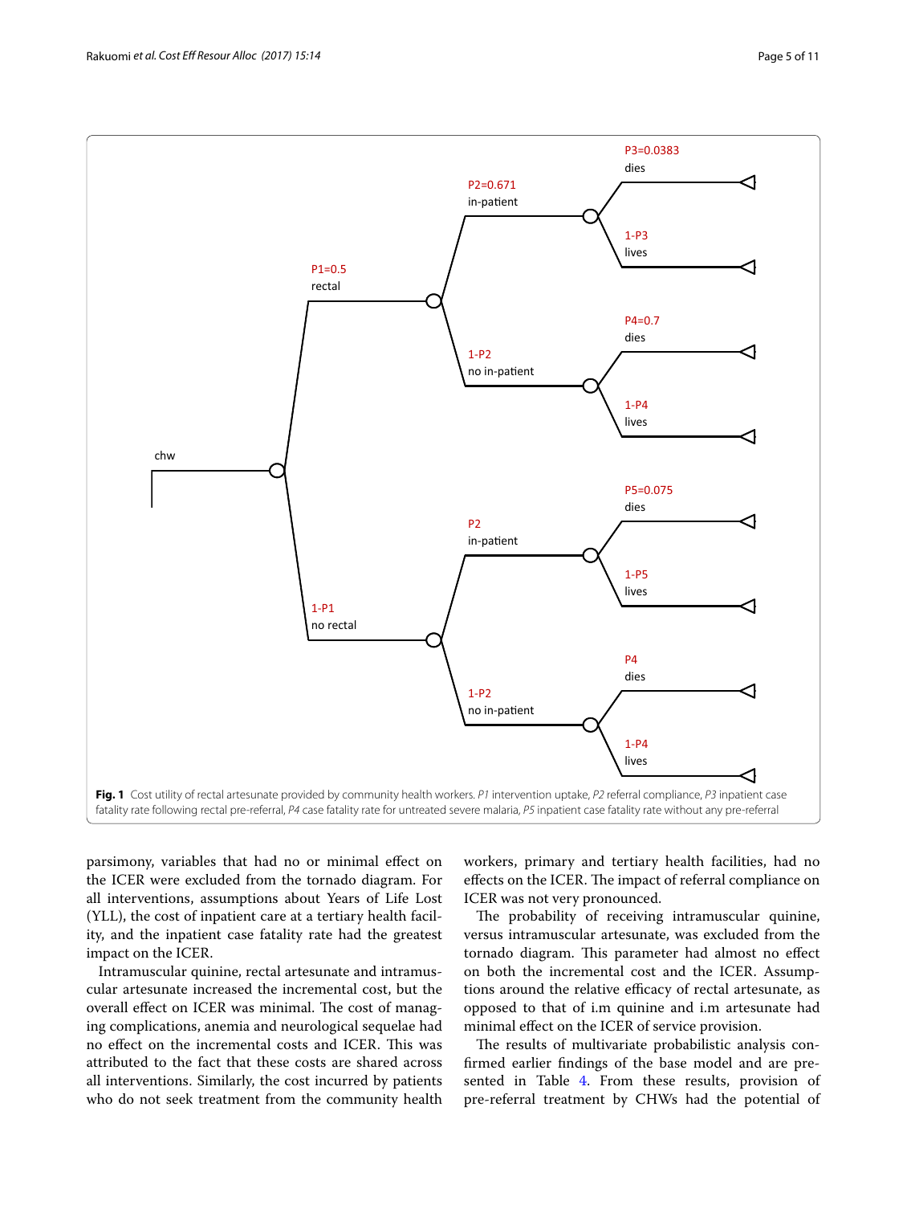**Fig. 1** Cost utility of rectal artesunate provided by community health workers. *P1* intervention uptake, *P2* referral compliance, *P3* inpatient case fatality rate following rectal pre-referral, *P4* case fatality rate for untreated severe malaria, *P5* inpatient case fatality rate without any pre-referral

parsimony, variables that had no or minimal effect on the ICER were excluded from the tornado diagram. For all interventions, assumptions about Years of Life Lost (YLL), the cost of inpatient care at a tertiary health facility, and the inpatient case fatality rate had the greatest impact on the ICER.

Intramuscular quinine, rectal artesunate and intramuscular artesunate increased the incremental cost, but the overall effect on ICER was minimal. The cost of managing complications, anemia and neurological sequelae had no effect on the incremental costs and ICER. This was attributed to the fact that these costs are shared across all interventions. Similarly, the cost incurred by patients who do not seek treatment from the community health workers, primary and tertiary health facilities, had no effects on the ICER. The impact of referral compliance on ICER was not very pronounced.

The probability of receiving intramuscular quinine, versus intramuscular artesunate, was excluded from the tornado diagram. This parameter had almost no effect on both the incremental cost and the ICER. Assumptions around the relative efficacy of rectal artesunate, as opposed to that of i.m quinine and i.m artesunate had minimal effect on the ICER of service provision.

The results of multivariate probabilistic analysis confirmed earlier findings of the base model and are presented in Table 4. From these results, provision of pre-referral treatment by CHWs had the potential of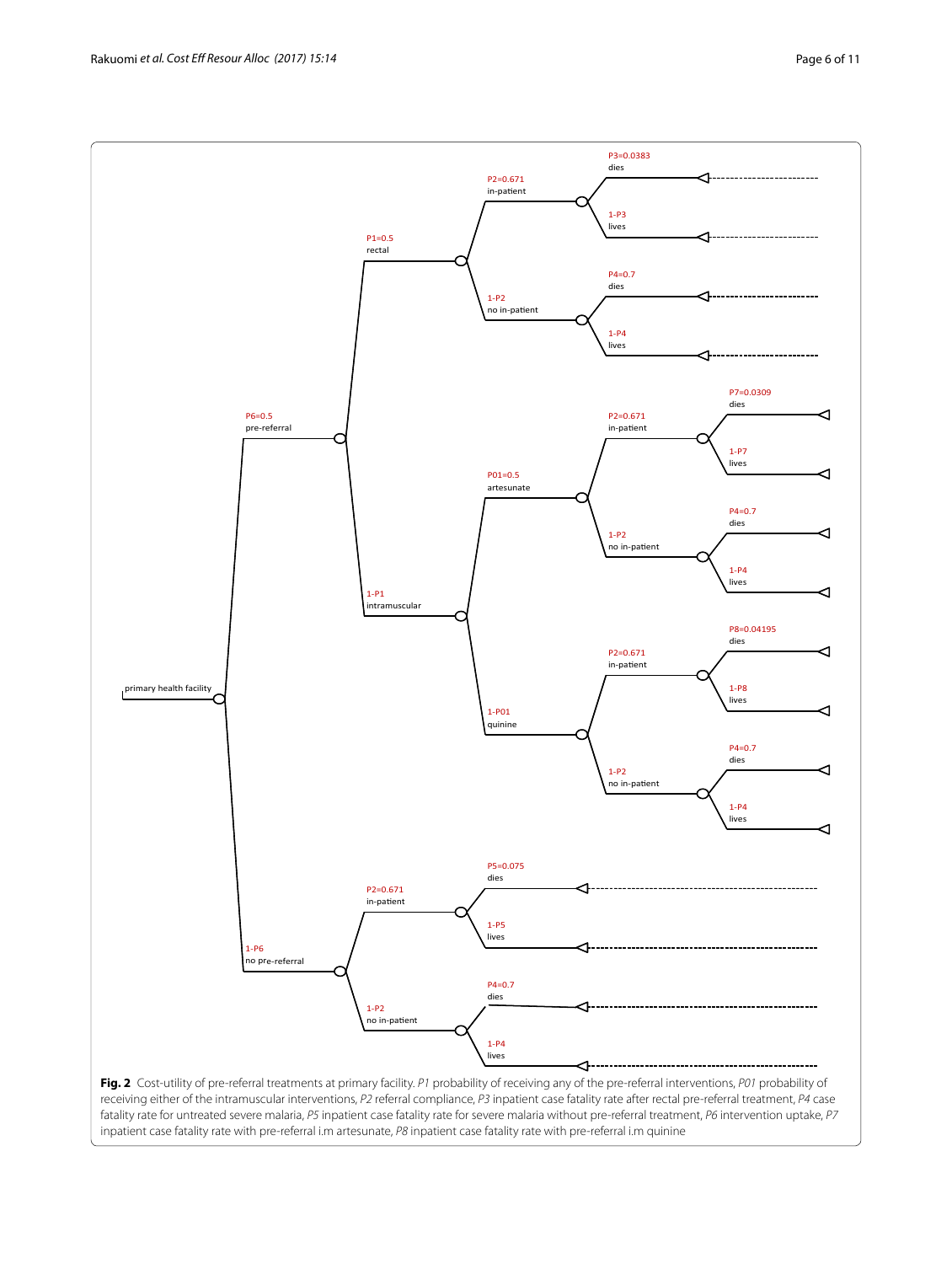**Fig. 2** Cost-utility of pre-referral treatments at primary facility. *P1* probability of receiving any of the pre-referral interventions, *P01* probability of receiving either of the intramuscular interventions, *P2* referral compliance, *P3* inpatient case fatality rate after rectal pre-referral treatment, *P4* case fatality rate for untreated severe malaria, *P5* inpatient case fatality rate for severe malaria without pre-referral treatment, *P6* intervention uptake, *P7* inpatient case fatality rate with pre-referral i.m artesunate, *P8* inpatient case fatality rate with pre-referral i.m quinine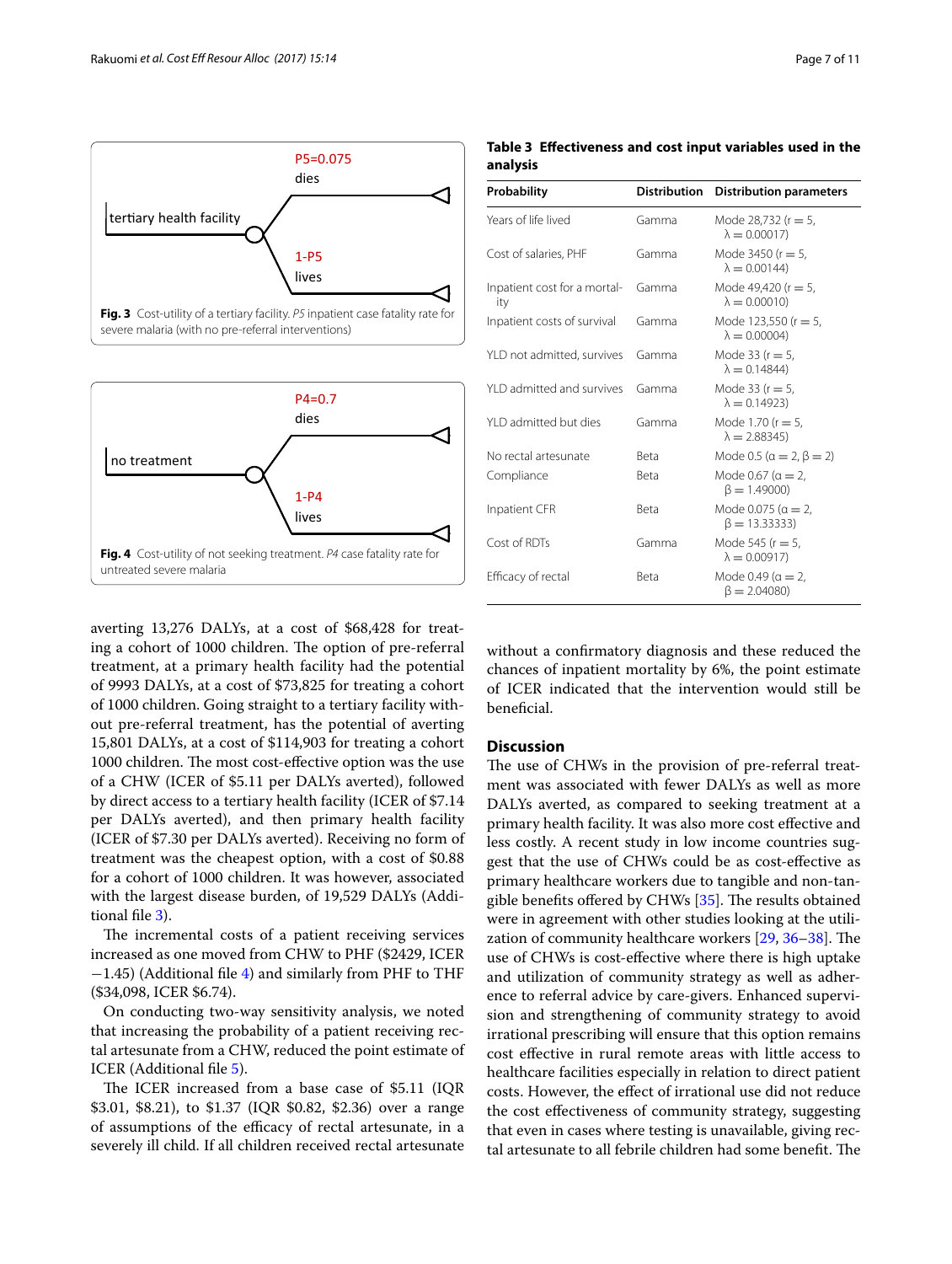P5=0.075

dies

tertiary health facility

1-P5

lives

**Fig. 3** Cost-utility of a tertiary facility. *P5* inpatient case fatality rate for severe malaria (with no pre-referral interventions)

P4=0.7

dies

no treatment

1-P4

lives

**Fig. 4** Cost-utility of not seeking treatment. *P4* case fatality rate for untreated severe malaria

averting 13,276 DALYs, at a cost of $68,428 for treating a cohort of 1000 children. The option of pre-referral treatment, at a primary health facility had the potential of 9993 DALYs, at a cost of $73,825 for treating a cohort of 1000 children. Going straight to a tertiary facility without pre-referral treatment, has the potential of averting 15,801 DALYs, at a cost of $114,903 for treating a cohort 1000 children. The most cost-effective option was the use of a CHW (ICER of $5.11 per DALYs averted), followed by direct access to a tertiary health facility (ICER of $7.14 per DALYs averted), and then primary health facility (ICER of $7.30 per DALYs averted). Receiving no form of treatment was the cheapest option, with a cost of $0.88 for a cohort of 1000 children. It was however, associated with the largest disease burden, of 19,529 DALYs (Additional file 3).

The incremental costs of a patient receiving services increased as one moved from CHW to PHF ($2429, ICER −1.45) (Additional file 4) and similarly from PHF to THF ($34,098, ICER $6.74).

On conducting two-way sensitivity analysis, we noted that increasing the probability of a patient receiving rectal artesunate from a CHW, reduced the point estimate of ICER (Additional file 5).

The ICER increased from a base case of $5.11 (IQR $3.01, $8.21), to $1.37 (IQR $0.82, $2.36) over a range of assumptions of the efficacy of rectal artesunate, in a severely ill child. If all children received rectal artesunate without a confirmatory diagnosis and these reduced the chances of inpatient mortality by 6%, the point estimate of ICER indicated that the intervention would still be beneficial.

**Table 3 Effectiveness and cost input variables used in the analysis**

| Probability | Distribution | Distribution parameters |
|---|---|---|
| Years of life lived | Gamma | Mode 28,732 ($r = 5$, $\lambda = 0.00017$) |
| Cost of salaries, PHF | Gamma | Mode 3450 ($r = 5$, $\lambda = 0.00144$) |
| Inpatient cost for a mortality | Gamma | Mode 49,420 ($r = 5$, $\lambda = 0.00010$) |
| Inpatient costs of survival | Gamma | Mode 123,550 ($r = 5$, $\lambda = 0.00004$) |
| YLD not admitted, survives | Gamma | Mode 33 ($r = 5$, $\lambda = 0.14844$) |
| YLD admitted and survives | Gamma | Mode 33 ($r = 5$, $\lambda = 0.14923$) |
| YLD admitted but dies | Gamma | Mode 1.70 ($r = 5$, $\lambda = 2.88345$) |
| No rectal artesunate | Beta | Mode 0.5 ($\alpha = 2$, $\beta = 2$) |
| Compliance | Beta | Mode 0.67 ($\alpha = 2$, $\beta = 1.49000$) |
| Inpatient CFR | Beta | Mode 0.075 ($\alpha = 2$, $\beta = 13.33333$) |
| Cost of RDTs | Gamma | Mode 545 ($r = 5$, $\lambda = 0.00917$) |
| Efficacy of rectal | Beta | Mode 0.49 ($\alpha = 2$, $\beta = 2.04080$) |

## Discussion

The use of CHWs in the provision of pre-referral treatment was associated with fewer DALYs as well as more DALYs averted, as compared to seeking treatment at a primary health facility. It was also more cost effective and less costly. A recent study in low income countries suggest that the use of CHWs could be as cost-effective as primary healthcare workers due to tangible and non-tangible benefits offered by CHWs [35]. The results obtained were in agreement with other studies looking at the utilization of community healthcare workers [29, 36–38]. The use of CHWs is cost-effective where there is high uptake and utilization of community strategy as well as adherence to referral advice by care-givers. Enhanced supervision and strengthening of community strategy to avoid irrational prescribing will ensure that this option remains cost effective in rural remote areas with little access to healthcare facilities especially in relation to direct patient costs. However, the effect of irrational use did not reduce the cost effectiveness of community strategy, suggesting that even in cases where testing is unavailable, giving rectal artesunate to all febrile children had some benefit. The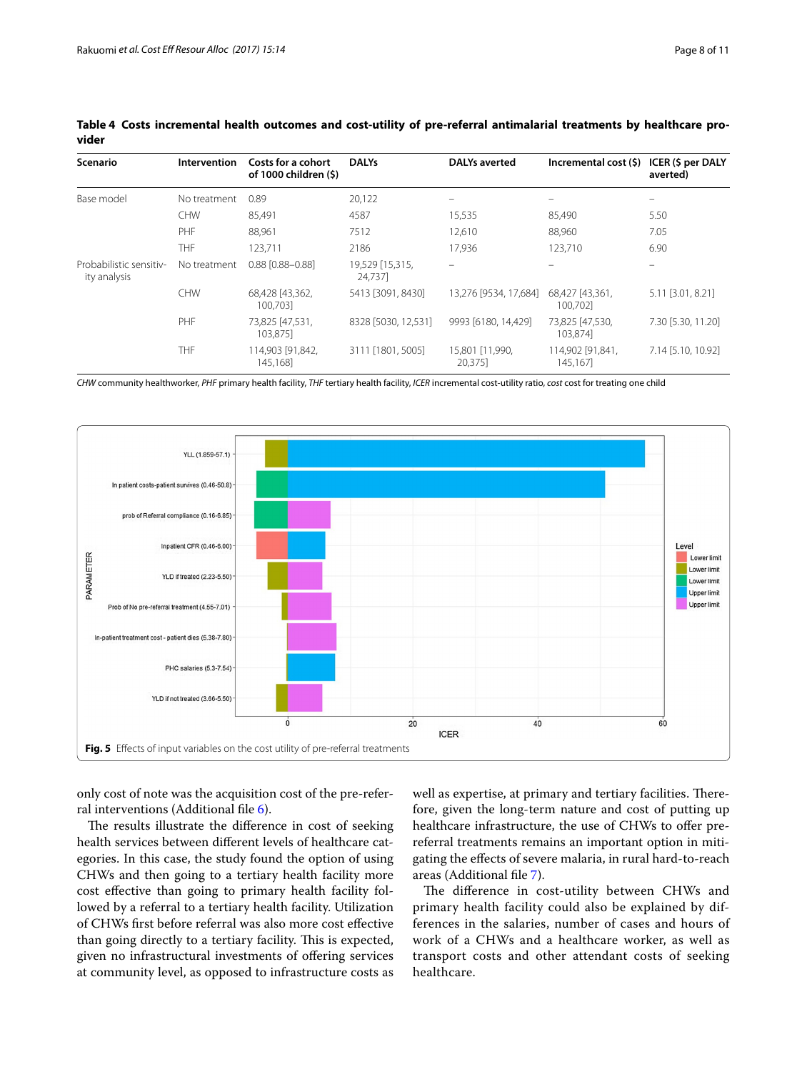**Table 4 Costs incremental health outcomes and cost-utility of pre-referral antimalarial treatments by healthcare provider**

| Scenario | Intervention | Costs for a cohort of 1000 children ($) | DALYs | DALYs averted | Incremental cost ($) | ICER ($ per DALY averted) |
|---|---|---|---|---|---|---|
| Base model | No treatment | 0.89 | 20,122 | – | – | – |
| | CHW | 85,491 | 4587 | 15,535 | 85,490 | 5.50 |
| | PHF | 88,961 | 7512 | 12,610 | 88,960 | 7.05 |
| | THF | 123,711 | 2186 | 17,936 | 123,710 | 6.90 |
| Probabilistic sensitivity analysis | No treatment | 0.88 [0.88–0.88] | 19,529 [15,315, 24,737] | – | – | – |
| | CHW | 68,428 [43,362, 100,703] | 5413 [3091, 8430] | 13,276 [9534, 17,684] | 68,427 [43,361, 100,702] | 5.11 [3.01, 8.21] |
| | PHF | 73,825 [47,531, 103,875] | 8328 [5030, 12,531] | 9993 [6180, 14,429] | 73,825 [47,530, 103,874] | 7.30 [5.30, 11.20] |
| | THF | 114,903 [91,842, 145,168] | 3111 [1801, 5005] | 15,801 [11,990, 20,375] | 114,902 [91,841, 145,167] | 7.14 [5.10, 10.92] |

*CHW* community healthworker, *PHF* primary health facility, *THF* tertiary health facility, *ICER* incremental cost-utility ratio, *cost* cost for treating one child

**Fig. 5** Effects of input variables on the cost utility of pre-referral treatments

only cost of note was the acquisition cost of the pre-referral interventions (Additional file 6).

The results illustrate the difference in cost of seeking health services between different levels of healthcare categories. In this case, the study found the option of using CHWs and then going to a tertiary health facility more cost effective than going to primary health facility followed by a referral to a tertiary health facility. Utilization of CHWs first before referral was also more cost effective than going directly to a tertiary facility. This is expected, given no infrastructural investments of offering services at community level, as opposed to infrastructure costs as well as expertise, at primary and tertiary facilities. Therefore, given the long-term nature and cost of putting up healthcare infrastructure, the use of CHWs to offer pre-referral treatments remains an important option in mitigating the effects of severe malaria, in rural hard-to-reach areas (Additional file 7).

The difference in cost-utility between CHWs and primary health facility could also be explained by differences in the salaries, number of cases and hours of work of a CHWs and a healthcare worker, as well as transport costs and other attendant costs of seeking healthcare.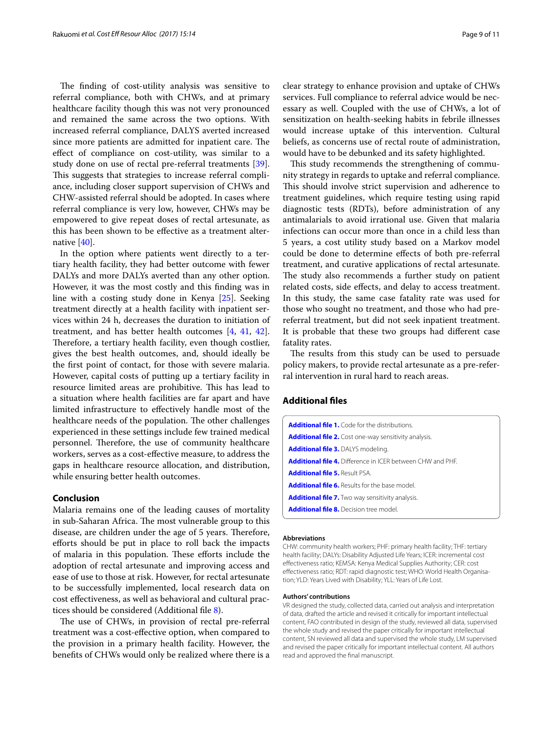The finding of cost-utility analysis was sensitive to referral compliance, both with CHWs, and at primary healthcare facility though this was not very pronounced and remained the same across the two options. With increased referral compliance, DALYS averted increased since more patients are admitted for inpatient care. The effect of compliance on cost-utility, was similar to a study done on use of rectal pre-referral treatments [39]. This suggests that strategies to increase referral compliance, including closer support supervision of CHWs and CHW-assisted referral should be adopted. In cases where referral compliance is very low, however, CHWs may be empowered to give repeat doses of rectal artesunate, as this has been shown to be effective as a treatment alternative [40].

In the option where patients went directly to a tertiary health facility, they had better outcome with fewer DALYs and more DALYs averted than any other option. However, it was the most costly and this finding was in line with a costing study done in Kenya [25]. Seeking treatment directly at a health facility with inpatient services within 24 h, decreases the duration to initiation of treatment, and has better health outcomes [4, 41, 42]. Therefore, a tertiary health facility, even though costlier, gives the best health outcomes, and, should ideally be the first point of contact, for those with severe malaria. However, capital costs of putting up a tertiary facility in resource limited areas are prohibitive. This has lead to a situation where health facilities are far apart and have limited infrastructure to effectively handle most of the healthcare needs of the population. The other challenges experienced in these settings include few trained medical personnel. Therefore, the use of community healthcare workers, serves as a cost-effective measure, to address the gaps in healthcare resource allocation, and distribution, while ensuring better health outcomes.

## Conclusion

Malaria remains one of the leading causes of mortality in sub-Saharan Africa. The most vulnerable group to this disease, are children under the age of 5 years. Therefore, efforts should be put in place to roll back the impacts of malaria in this population. These efforts include the adoption of rectal artesunate and improving access and ease of use to those at risk. However, for rectal artesunate to be successfully implemented, local research data on cost effectiveness, as well as behavioral and cultural practices should be considered (Additional file 8).

The use of CHWs, in provision of rectal pre-referral treatment was a cost-effective option, when compared to the provision in a primary health facility. However, the benefits of CHWs would only be realized where there is a clear strategy to enhance provision and uptake of CHWs services. Full compliance to referral advice would be necessary as well. Coupled with the use of CHWs, a lot of sensitization on health-seeking habits in febrile illnesses would increase uptake of this intervention. Cultural beliefs, as concerns use of rectal route of administration, would have to be debunked and its safety highlighted.

This study recommends the strengthening of community strategy in regards to uptake and referral compliance. This should involve strict supervision and adherence to treatment guidelines, which require testing using rapid diagnostic tests (RDTs), before administration of any antimalarials to avoid irrational use. Given that malaria infections can occur more than once in a child less than 5 years, a cost utility study based on a Markov model could be done to determine effects of both pre-referral treatment, and curative applications of rectal artesunate. The study also recommends a further study on patient related costs, side effects, and delay to access treatment. In this study, the same case fatality rate was used for those who sought no treatment, and those who had pre-referral treatment, but did not seek inpatient treatment. It is probable that these two groups had different case fatality rates.

The results from this study can be used to persuade policy makers, to provide rectal artesunate as a pre-referral intervention in rural hard to reach areas.

## Additional files

**Additional file 1.** Code for the distributions.
**Additional file 2.** Cost one-way sensitivity analysis.
**Additional file 3.** DALYS modeling.
**Additional file 4.** Difference in ICER between CHW and PHF.
**Additional file 5.** Result PSA.
**Additional file 6.** Results for the base model.
**Additional file 7.** Two way sensitivity analysis.
**Additional file 8.** Decision tree model.

#### Abbreviations

CHW: community health workers; PHF: primary health facility; THF: tertiary health facility; DALYs: Disability Adjusted Life Years; ICER: incremental cost effectiveness ratio; KEMSA: Kenya Medical Supplies Authority; CER: cost effectiveness ratio; RDT: rapid diagnostic test; WHO: World Health Organisation; YLD: Years Lived with Disability; YLL: Years of Life Lost.

#### Authors' contributions

VR designed the study, collected data, carried out analysis and interpretation of data, drafted the article and revised it critically for important intellectual content, FAO contributed in design of the study, reviewed all data, supervised the whole study and revised the paper critically for important intellectual content, SN reviewed all data and supervised the whole study, LM supervised and revised the paper critically for important intellectual content. All authors read and approved the final manuscript.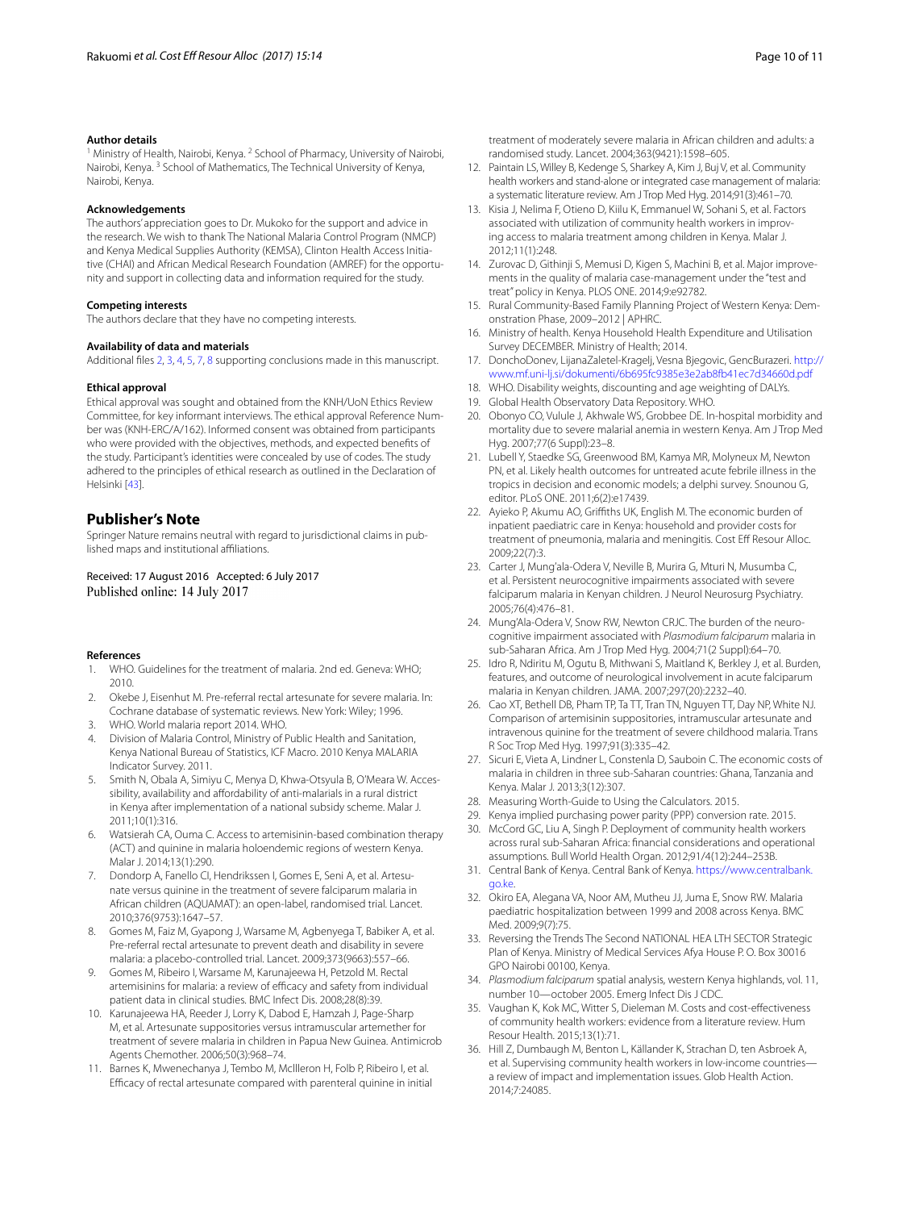#### Author details
[1] Ministry of Health, Nairobi, Kenya. [2] School of Pharmacy, University of Nairobi, Nairobi, Kenya. [3] School of Mathematics, The Technical University of Kenya, Nairobi, Kenya.

#### Acknowledgements
The authors' appreciation goes to Dr. Mukoko for the support and advice in the research. We wish to thank The National Malaria Control Program (NMCP) and Kenya Medical Supplies Authority (KEMSA), Clinton Health Access Initiative (CHAI) and African Medical Research Foundation (AMREF) for the opportunity and support in collecting data and information required for the study.

#### Competing interests
The authors declare that they have no competing interests.

#### Availability of data and materials
Additional files 2, 3, 4, 5, 7, 8 supporting conclusions made in this manuscript.

#### Ethical approval
Ethical approval was sought and obtained from the KNH/UoN Ethics Review Committee, for key informant interviews. The ethical approval Reference Number was (KNH-ERC/A/162). Informed consent was obtained from participants who were provided with the objectives, methods, and expected benefits of the study. Participant's identities were concealed by use of codes. The study adhered to the principles of ethical research as outlined in the Declaration of Helsinki [43].

## Publisher's Note
Springer Nature remains neutral with regard to jurisdictional claims in published maps and institutional affiliations.

Received: 17 August 2016 Accepted: 6 July 2017
Published online: 14 July 2017

#### References
1. WHO. Guidelines for the treatment of malaria. 2nd ed. Geneva: WHO; 2010.
2. Okebe J, Eisenhut M. Pre-referral rectal artesunate for severe malaria. In: Cochrane database of systematic reviews. New York: Wiley; 1996.
3. WHO. World malaria report 2014. WHO.
4. Division of Malaria Control, Ministry of Public Health and Sanitation, Kenya National Bureau of Statistics, ICF Macro. 2010 Kenya MALARIA Indicator Survey. 2011.
5. Smith N, Obala A, Simiyu C, Menya D, Khwa-Otsyula B, O'Meara W. Accessibility, availability and affordability of anti-malarials in a rural district in Kenya after implementation of a national subsidy scheme. Malar J. 2011;10(1):316.
6. Watsierah CA, Ouma C. Access to artemisinin-based combination therapy (ACT) and quinine in malaria holoendemic regions of western Kenya. Malar J. 2014;13(1):290.
7. Dondorp A, Fanello CI, Hendrikssen I, Gomes E, Seni A, et al. Artesunate versus quinine in the treatment of severe falciparum malaria in African children (AQUAMAT): an open-label, randomised trial. Lancet. 2010;376(9753):1647–57.
8. Gomes M, Faiz M, Gyapong J, Warsame M, Agbenyega T, Babiker A, et al. Pre-referral rectal artesunate to prevent death and disability in severe malaria: a placebo-controlled trial. Lancet. 2009;373(9663):557–66.
9. Gomes M, Ribeiro I, Warsame M, Karunajeewa H, Petzold M. Rectal artemisinins for malaria: a review of efficacy and safety from individual patient data in clinical studies. BMC Infect Dis. 2008;28(8):39.
10. Karunajeewa HA, Reeder J, Lorry K, Dabod E, Hamzah J, Page-Sharp M, et al. Artesunate suppositories versus intramuscular artemether for treatment of severe malaria in children in Papua New Guinea. Antimicrob Agents Chemother. 2006;50(3):968–74.
11. Barnes K, Mwenechanya J, Tembo M, McIlleron H, Folb P, Ribeiro I, et al. Efficacy of rectal artesunate compared with parenteral quinine in initial treatment of moderately severe malaria in African children and adults: a randomised study. Lancet. 2004;363(9421):1598–605.
12. Paintain LS, Willey B, Kedenge S, Sharkey A, Kim J, Buj V, et al. Community health workers and stand-alone or integrated case management of malaria: a systematic literature review. Am J Trop Med Hyg. 2014;91(3):461–70.
13. Kisia J, Nelima F, Otieno D, Kiilu K, Emmanuel W, Sohani S, et al. Factors associated with utilization of community health workers in improving access to malaria treatment among children in Kenya. Malar J. 2012;11(1):248.
14. Zurovac D, Githinji S, Memusi D, Kigen S, Machini B, et al. Major improvements in the quality of malaria case-management under the "test and treat" policy in Kenya. PLOS ONE. 2014;9:e92782.
15. Rural Community-Based Family Planning Project of Western Kenya: Demonstration Phase, 2009–2012 | APHRC.
16. Ministry of health. Kenya Household Health Expenditure and Utilisation Survey DECEMBER. Ministry of Health; 2014.
17. DonchoDonev, LijanaZaletel-Kragelj, Vesna Bjegovic, GencBurazeri. http://www.mf.uni-lj.si/dokumenti/6b695fc9385e3e2ab8fb41ec7d34660d.pdf
18. WHO. Disability weights, discounting and age weighting of DALYs.
19. Global Health Observatory Data Repository. WHO.
20. Obonyo CO, Vulule J, Akhwale WS, Grobbee DE. In-hospital morbidity and mortality due to severe malarial anemia in western Kenya. Am J Trop Med Hyg. 2007;77(6 Suppl):23–8.
21. Lubell Y, Staedke SG, Greenwood BM, Kamya MR, Molyneux M, Newton PN, et al. Likely health outcomes for untreated acute febrile illness in the tropics in decision and economic models; a delphi survey. Snounou G, editor. PLoS ONE. 2011;6(2):e17439.
22. Ayieko P, Akumu AO, Griffiths UK, English M. The economic burden of inpatient paediatric care in Kenya: household and provider costs for treatment of pneumonia, malaria and meningitis. Cost Eff Resour Alloc. 2009;22(7):3.
23. Carter J, Mung'ala-Odera V, Neville B, Murira G, Mturi N, Musumba C, et al. Persistent neurocognitive impairments associated with severe falciparum malaria in Kenyan children. J Neurol Neurosurg Psychiatry. 2005;76(4):476–81.
24. Mung'Ala-Odera V, Snow RW, Newton CRJC. The burden of the neurocognitive impairment associated with *Plasmodium falciparum* malaria in sub-Saharan Africa. Am J Trop Med Hyg. 2004;71(2 Suppl):64–70.
25. Idro R, Ndiritu M, Ogutu B, Mithwani S, Maitland K, Berkley J, et al. Burden, features, and outcome of neurological involvement in acute falciparum malaria in Kenyan children. JAMA. 2007;297(20):2232–40.
26. Cao XT, Bethell DB, Pham TP, Ta TT, Tran TN, Nguyen TT, Day NP, White NJ. Comparison of artemisinin suppositories, intramuscular artesunate and intravenous quinine for the treatment of severe childhood malaria. Trans R Soc Trop Med Hyg. 1997;91(3):335–42.
27. Sicuri E, Vieta A, Lindner L, Constenla D, Sauboin C. The economic costs of malaria in children in three sub-Saharan countries: Ghana, Tanzania and Kenya. Malar J. 2013;3(12):307.
28. Measuring Worth-Guide to Using the Calculators. 2015.
29. Kenya implied purchasing power parity (PPP) conversion rate. 2015.
30. McCord GC, Liu A, Singh P. Deployment of community health workers across rural sub-Saharan Africa: financial considerations and operational assumptions. Bull World Health Organ. 2012;91/4(12):244–253B.
31. Central Bank of Kenya. Central Bank of Kenya. https://www.centralbank.go.ke.
32. Okiro EA, Alegana VA, Noor AM, Mutheu JJ, Juma E, Snow RW. Malaria paediatric hospitalization between 1999 and 2008 across Kenya. BMC Med. 2009;9(7):75.
33. Reversing the Trends The Second NATIONAL HEA LTH SECTOR Strategic Plan of Kenya. Ministry of Medical Services Afya House P. O. Box 30016 GPO Nairobi 00100, Kenya.
34. *Plasmodium falciparum* spatial analysis, western Kenya highlands, vol. 11, number 10—october 2005. Emerg Infect Dis J CDC.
35. Vaughan K, Kok MC, Witter S, Dieleman M. Costs and cost-effectiveness of community health workers: evidence from a literature review. Hum Resour Health. 2015;13(1):71.
36. Hill Z, Dumbaugh M, Benton L, Källander K, Strachan D, ten Asbroek A, et al. Supervising community health workers in low-income countries—a review of impact and implementation issues. Glob Health Action. 2014;7:24085.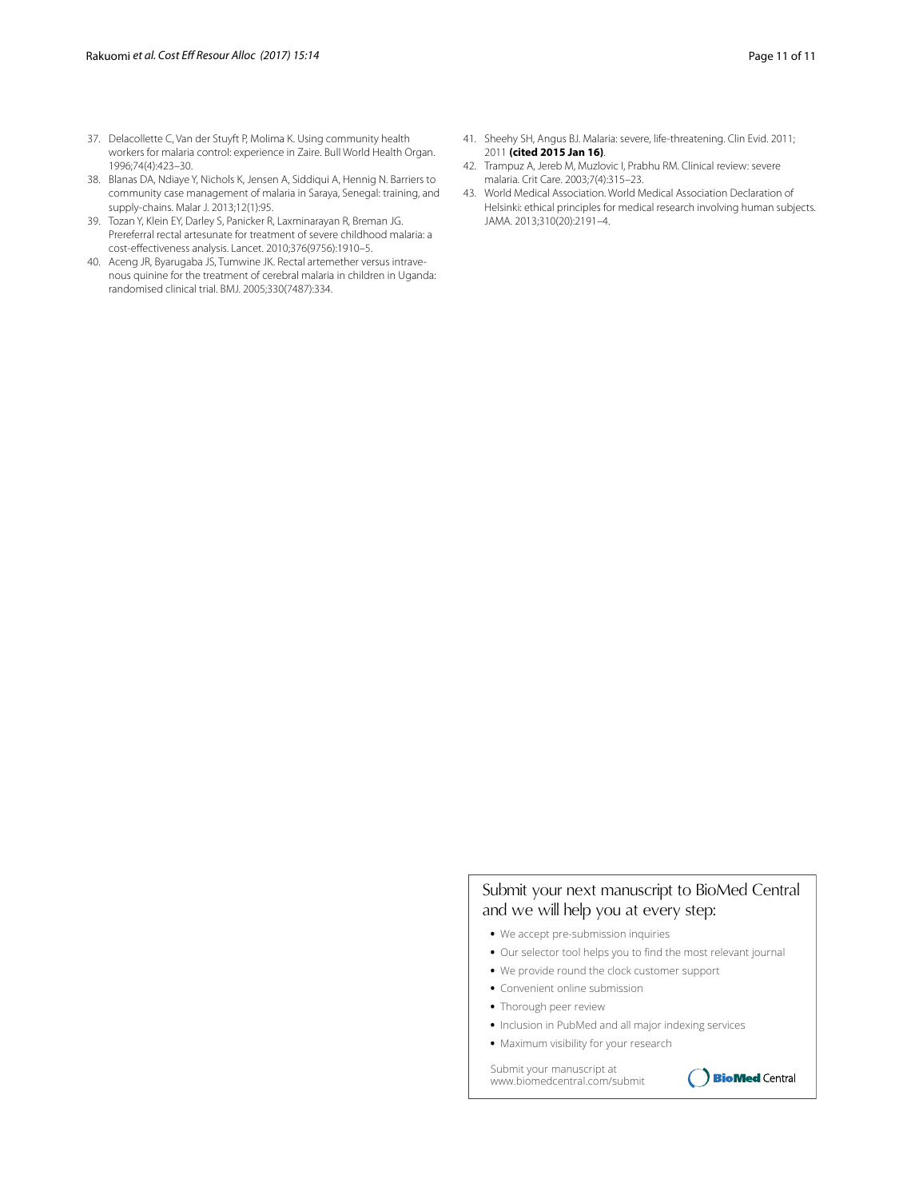37. Delacollette C, Van der Stuyft P, Molima K. Using community health workers for malaria control: experience in Zaire. Bull World Health Organ. 1996;74(4):423–30.
38. Blanas DA, Ndiaye Y, Nichols K, Jensen A, Siddiqui A, Hennig N. Barriers to community case management of malaria in Saraya, Senegal: training, and supply-chains. Malar J. 2013;12(1):95.
39. Tozan Y, Klein EY, Darley S, Panicker R, Laxminarayan R, Breman JG. Prereferral rectal artesunate for treatment of severe childhood malaria: a cost-effectiveness analysis. Lancet. 2010;376(9756):1910–5.
40. Aceng JR, Byarugaba JS, Tumwine JK. Rectal artemether versus intravenous quinine for the treatment of cerebral malaria in children in Uganda: randomised clinical trial. BMJ. 2005;330(7487):334.
41. Sheehy SH, Angus BJ. Malaria: severe, life-threatening. Clin Evid. 2011; 2011 **(cited 2015 Jan 16)**.
42. Trampuz A, Jereb M, Muzlovic I, Prabhu RM. Clinical review: severe malaria. Crit Care. 2003;7(4):315–23.
43. World Medical Association. World Medical Association Declaration of Helsinki: ethical principles for medical research involving human subjects. JAMA. 2013;310(20):2191–4.

Submit your next manuscript to BioMed Central and we will help you at every step:

- We accept pre-submission inquiries
- Our selector tool helps you to find the most relevant journal
- We provide round the clock customer support
- Convenient online submission
- Thorough peer review
- Inclusion in PubMed and all major indexing services
- Maximum visibility for your research

Submit your manuscript at www.biomedcentral.com/submit

BioMed Central